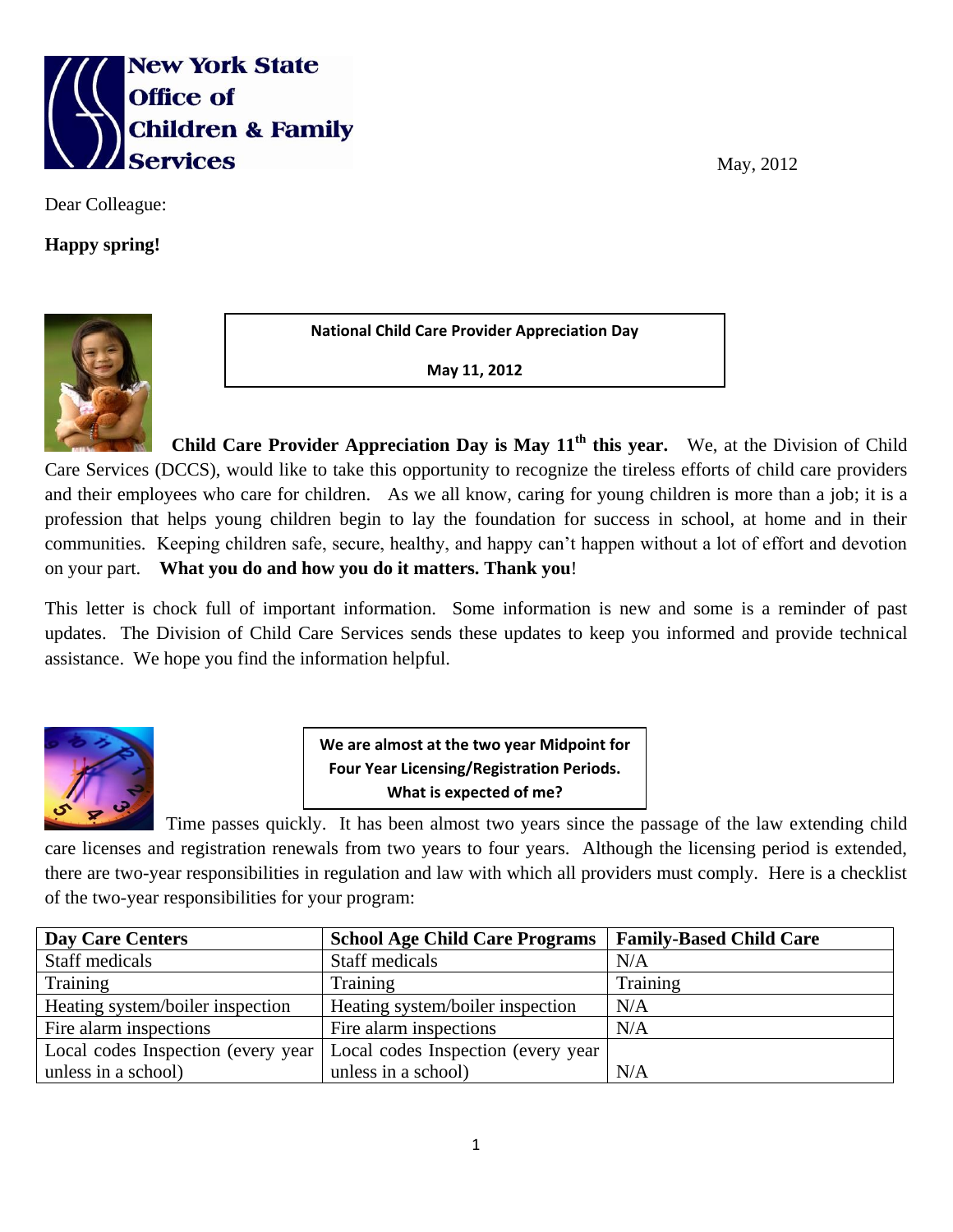**New York State Office of Children & Family Services**

May, 2012

Dear Colleague:

**Happy spring!**

**National Child Care Provider Appreciation Day**

**May 11, 2012**

**Child Care Provider Appreciation Day is May 11th this year.** We, at the Division of Child Care Services (DCCS), would like to take this opportunity to recognize the tireless efforts of child care providers and their employees who care for children. As we all know, caring for young children is more than a job; it is a profession that helps young children begin to lay the foundation for success in school, at home and in their communities. Keeping children safe, secure, healthy, and happy can't happen without a lot of effort and devotion on your part. **What you do and how you do it matters. Thank you**!

This letter is chock full of important information. Some information is new and some is a reminder of past updates. The Division of Child Care Services sends these updates to keep you informed and provide technical assistance. We hope you find the information helpful.

**We are almost at the two year Midpoint for Four Year Licensing/Registration Periods. What is expected of me?**

Time passes quickly. It has been almost two years since the passage of the law extending child care licenses and registration renewals from two years to four years. Although the licensing period is extended, there are two-year responsibilities in regulation and law with which all providers must comply. Here is a checklist of the two-year responsibilities for your program:

| **Day Care Centers** | **School Age Child Care Programs** | **Family-Based Child Care** |
|---|---|---|
| Staff medicals | Staff medicals | N/A |
| Training | Training | Training |
| Heating system/boiler inspection | Heating system/boiler inspection | N/A |
| Fire alarm inspections | Fire alarm inspections | N/A |
| Local codes Inspection (every year unless in a school) | Local codes Inspection (every year unless in a school) | N/A |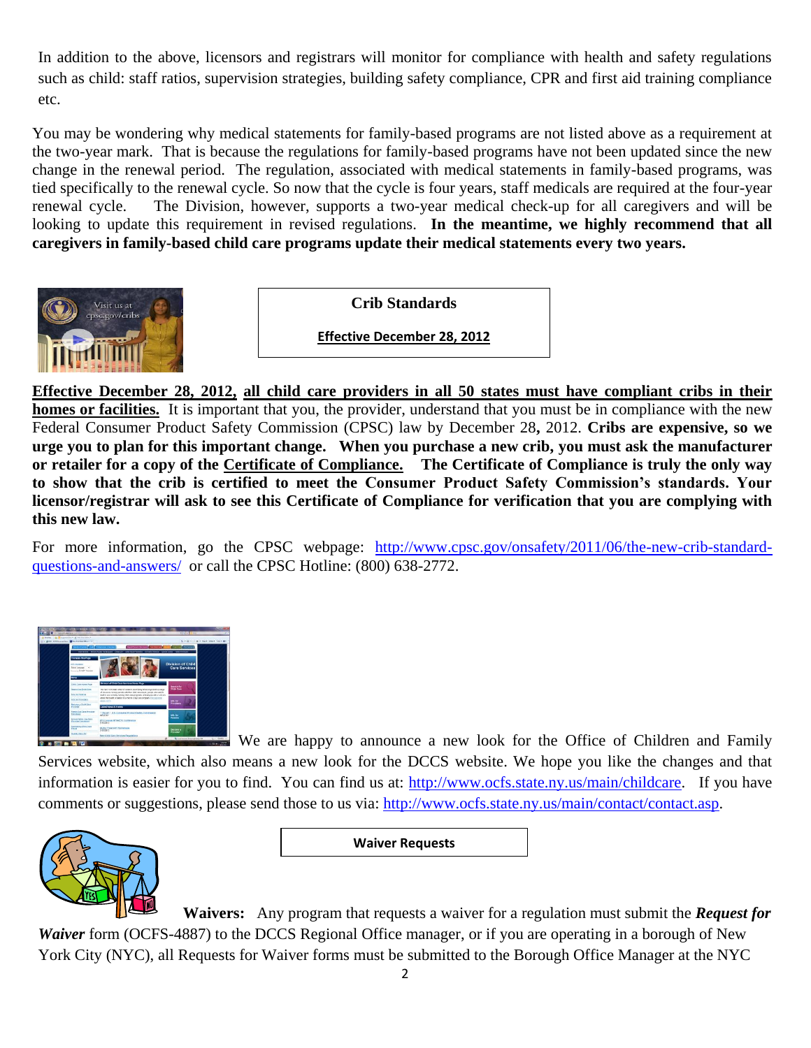In addition to the above, licensors and registrars will monitor for compliance with health and safety regulations such as child: staff ratios, supervision strategies, building safety compliance, CPR and first aid training compliance etc.

You may be wondering why medical statements for family-based programs are not listed above as a requirement at the two-year mark. That is because the regulations for family-based programs have not been updated since the new change in the renewal period. The regulation, associated with medical statements in family-based programs, was tied specifically to the renewal cycle. So now that the cycle is four years, staff medicals are required at the four-year renewal cycle. The Division, however, supports a two-year medical check-up for all caregivers and will be looking to update this requirement in revised regulations. **In the meantime, we highly recommend that all caregivers in family-based child care programs update their medical statements every two years.**

## Crib Standards

**Effective December 28, 2012**

**Effective December 28, 2012, all child care providers in all 50 states must have compliant cribs in their homes or facilities.** It is important that you, the provider, understand that you must be in compliance with the new Federal Consumer Product Safety Commission (CPSC) law by December 28**,** 2012. **Cribs are expensive, so we urge you to plan for this important change. When you purchase a new crib, you must ask the manufacturer or retailer for a copy of the Certificate of Compliance. The Certificate of Compliance is truly the only way to show that the crib is certified to meet the Consumer Product Safety Commission's standards. Your licensor/registrar will ask to see this Certificate of Compliance for verification that you are complying with this new law.**

For more information, go the CPSC webpage: http://www.cpsc.gov/onsafety/2011/06/the-new-crib-standard-questions-and-answers/ or call the CPSC Hotline: (800) 638-2772.

We are happy to announce a new look for the Office of Children and Family Services website, which also means a new look for the DCCS website. We hope you like the changes and that information is easier for you to find. You can find us at: http://www.ocfs.state.ny.us/main/childcare. If you have comments or suggestions, please send those to us via: http://www.ocfs.state.ny.us/main/contact/contact.asp.

## Waiver Requests

**Waivers:** Any program that requests a waiver for a regulation must submit the ***Request for Waiver*** form (OCFS-4887) to the DCCS Regional Office manager, or if you are operating in a borough of New York City (NYC), all Requests for Waiver forms must be submitted to the Borough Office Manager at the NYC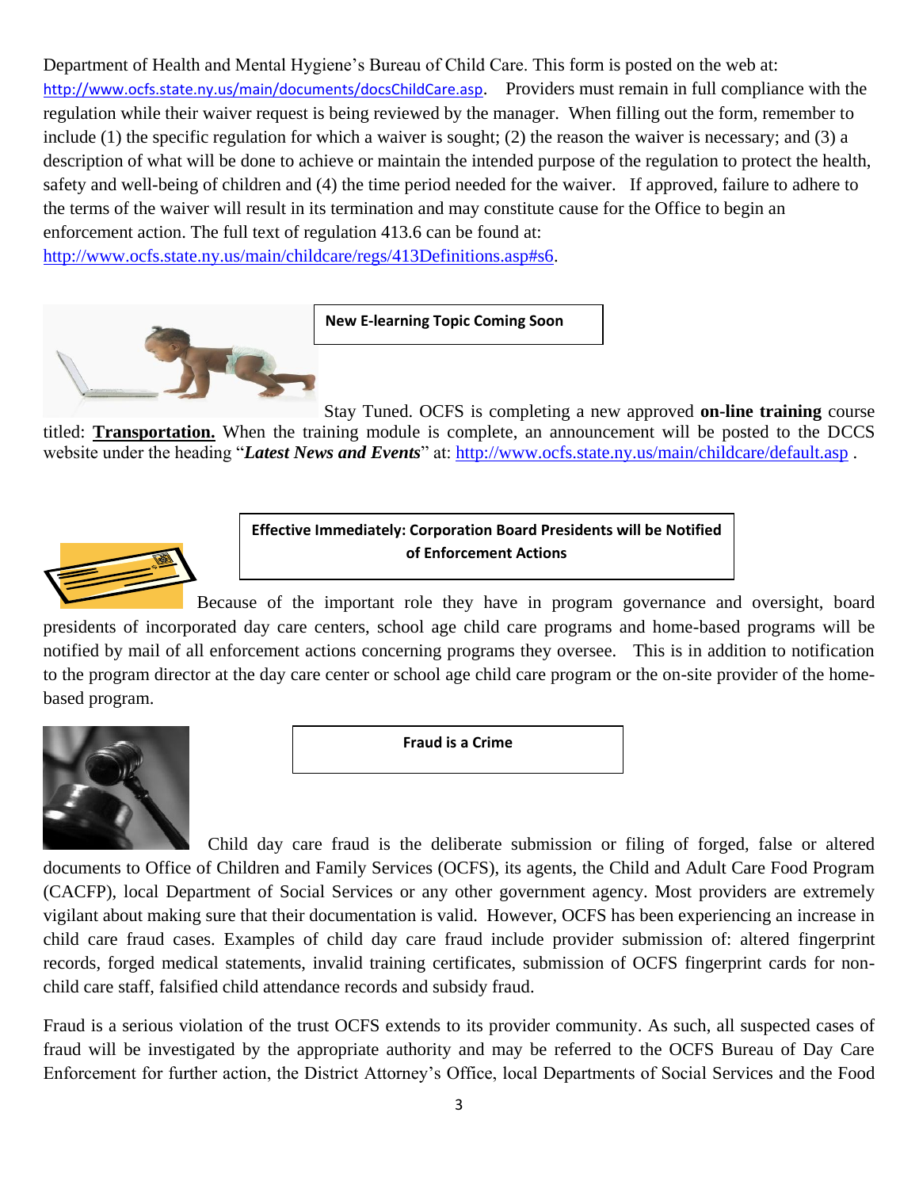Department of Health and Mental Hygiene's Bureau of Child Care. This form is posted on the web at: http://www.ocfs.state.ny.us/main/documents/docsChildCare.asp. Providers must remain in full compliance with the regulation while their waiver request is being reviewed by the manager. When filling out the form, remember to include (1) the specific regulation for which a waiver is sought; (2) the reason the waiver is necessary; and (3) a description of what will be done to achieve or maintain the intended purpose of the regulation to protect the health, safety and well-being of children and (4) the time period needed for the waiver. If approved, failure to adhere to the terms of the waiver will result in its termination and may constitute cause for the Office to begin an enforcement action. The full text of regulation 413.6 can be found at: http://www.ocfs.state.ny.us/main/childcare/regs/413Definitions.asp#s6.

### New E-learning Topic Coming Soon

Stay Tuned. OCFS is completing a new approved **on-line training** course titled: **Transportation.** When the training module is complete, an announcement will be posted to the DCCS website under the heading "***Latest News and Events***" at: http://www.ocfs.state.ny.us/main/childcare/default.asp .

### Effective Immediately: Corporation Board Presidents will be Notified of Enforcement Actions

Because of the important role they have in program governance and oversight, board presidents of incorporated day care centers, school age child care programs and home-based programs will be notified by mail of all enforcement actions concerning programs they oversee. This is in addition to notification to the program director at the day care center or school age child care program or the on-site provider of the home-based program.

### Fraud is a Crime

Child day care fraud is the deliberate submission or filing of forged, false or altered documents to Office of Children and Family Services (OCFS), its agents, the Child and Adult Care Food Program (CACFP), local Department of Social Services or any other government agency. Most providers are extremely vigilant about making sure that their documentation is valid. However, OCFS has been experiencing an increase in child care fraud cases. Examples of child day care fraud include provider submission of: altered fingerprint records, forged medical statements, invalid training certificates, submission of OCFS fingerprint cards for non-child care staff, falsified child attendance records and subsidy fraud.

Fraud is a serious violation of the trust OCFS extends to its provider community. As such, all suspected cases of fraud will be investigated by the appropriate authority and may be referred to the OCFS Bureau of Day Care Enforcement for further action, the District Attorney's Office, local Departments of Social Services and the Food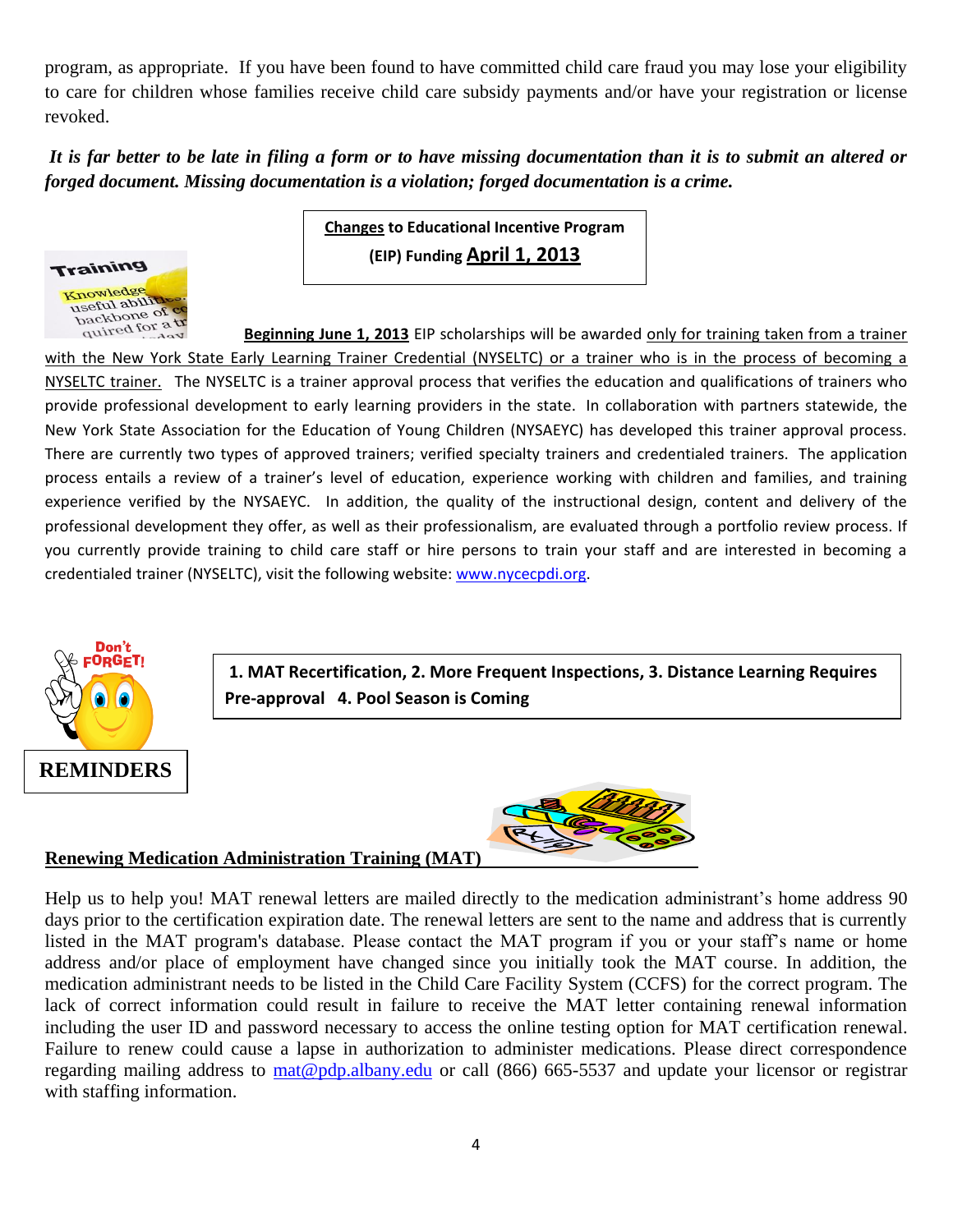program, as appropriate. If you have been found to have committed child care fraud you may lose your eligibility to care for children whose families receive child care subsidy payments and/or have your registration or license revoked.

***It is far better to be late in filing a form or to have missing documentation than it is to submit an altered or forged document. Missing documentation is a violation; forged documentation is a crime.***

## Changes to Educational Incentive Program (EIP) Funding April 1, 2013

**Beginning June 1, 2013** EIP scholarships will be awarded only for training taken from a trainer with the New York State Early Learning Trainer Credential (NYSELTC) or a trainer who is in the process of becoming a NYSELTC trainer. The NYSELTC is a trainer approval process that verifies the education and qualifications of trainers who provide professional development to early learning providers in the state. In collaboration with partners statewide, the New York State Association for the Education of Young Children (NYSAEYC) has developed this trainer approval process. There are currently two types of approved trainers; verified specialty trainers and credentialed trainers. The application process entails a review of a trainer's level of education, experience working with children and families, and training experience verified by the NYSAEYC. In addition, the quality of the instructional design, content and delivery of the professional development they offer, as well as their professionalism, are evaluated through a portfolio review process. If you currently provide training to child care staff or hire persons to train your staff and are interested in becoming a credentialed trainer (NYSELTC), visit the following website: www.nycecpdi.org.

## REMINDERS

**1. MAT Recertification, 2. More Frequent Inspections, 3. Distance Learning Requires Pre-approval 4. Pool Season is Coming**

### Renewing Medication Administration Training (MAT)

Help us to help you! MAT renewal letters are mailed directly to the medication administrant's home address 90 days prior to the certification expiration date. The renewal letters are sent to the name and address that is currently listed in the MAT program's database. Please contact the MAT program if you or your staff's name or home address and/or place of employment have changed since you initially took the MAT course. In addition, the medication administrant needs to be listed in the Child Care Facility System (CCFS) for the correct program. The lack of correct information could result in failure to receive the MAT letter containing renewal information including the user ID and password necessary to access the online testing option for MAT certification renewal. Failure to renew could cause a lapse in authorization to administer medications. Please direct correspondence regarding mailing address to mat@pdp.albany.edu or call (866) 665-5537 and update your licensor or registrar with staffing information.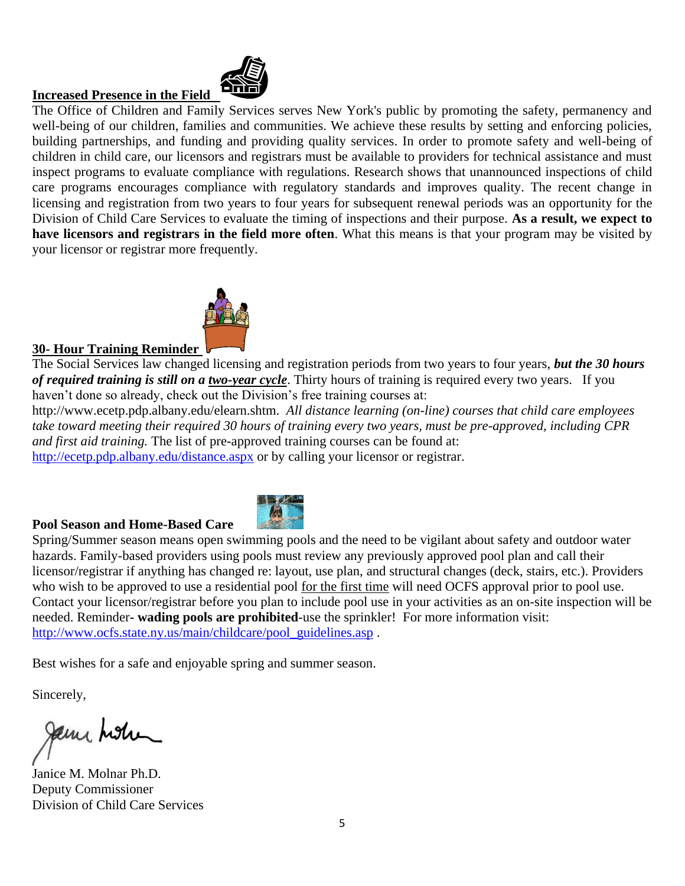**Increased Presence in the Field**

The Office of Children and Family Services serves New York's public by promoting the safety, permanency and well-being of our children, families and communities. We achieve these results by setting and enforcing policies, building partnerships, and funding and providing quality services. In order to promote safety and well-being of children in child care, our licensors and registrars must be available to providers for technical assistance and must inspect programs to evaluate compliance with regulations. Research shows that unannounced inspections of child care programs encourages compliance with regulatory standards and improves quality. The recent change in licensing and registration from two years to four years for subsequent renewal periods was an opportunity for the Division of Child Care Services to evaluate the timing of inspections and their purpose. **As a result, we expect to have licensors and registrars in the field more often**. What this means is that your program may be visited by your licensor or registrar more frequently.

**30- Hour Training Reminder**

The Social Services law changed licensing and registration periods from two years to four years, ***but the 30 hours of required training is still on a two-year cycle***. Thirty hours of training is required every two years. If you haven't done so already, check out the Division's free training courses at: http://www.ecetp.pdp.albany.edu/elearn.shtm. *All distance learning (on-line) courses that child care employees take toward meeting their required 30 hours of training every two years, must be pre-approved, including CPR and first aid training.* The list of pre-approved training courses can be found at: http://ecetp.pdp.albany.edu/distance.aspx or by calling your licensor or registrar.

**Pool Season and Home-Based Care**

Spring/Summer season means open swimming pools and the need to be vigilant about safety and outdoor water hazards. Family-based providers using pools must review any previously approved pool plan and call their licensor/registrar if anything has changed re: layout, use plan, and structural changes (deck, stairs, etc.). Providers who wish to be approved to use a residential pool for the first time will need OCFS approval prior to pool use. Contact your licensor/registrar before you plan to include pool use in your activities as an on-site inspection will be needed. Reminder**- wading pools are prohibited**-use the sprinkler! For more information visit: http://www.ocfs.state.ny.us/main/childcare/pool_guidelines.asp .

Best wishes for a safe and enjoyable spring and summer season.

Sincerely,

Janice M. Molnar Ph.D.
Deputy Commissioner
Division of Child Care Services